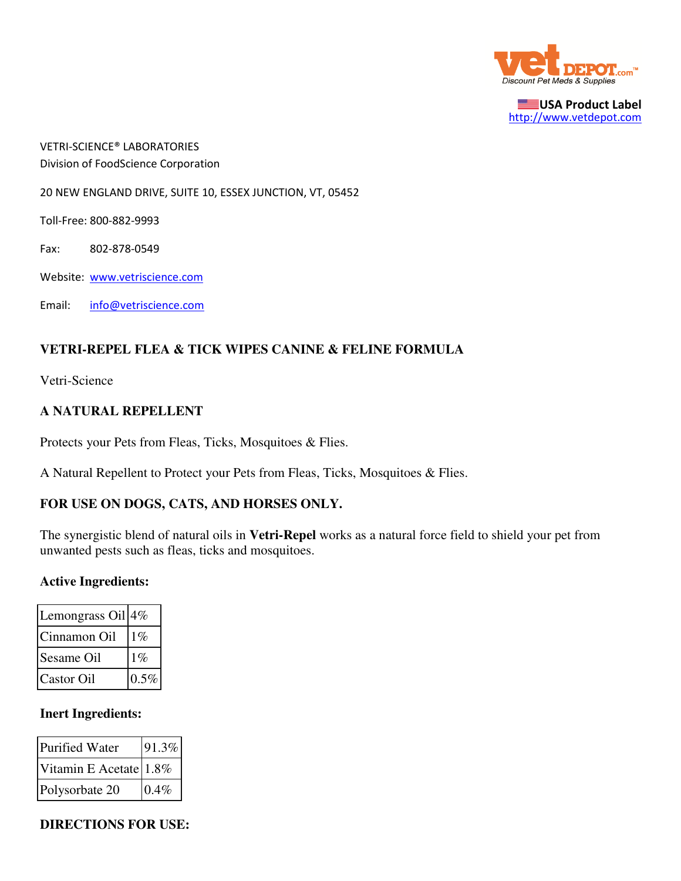vet DEPOT.com™
Discount Pet Meds & Supplies

USA Product Label
http://www.vetdepot.com

VETRI-SCIENCE® LABORATORIES
Division of FoodScience Corporation

20 NEW ENGLAND DRIVE, SUITE 10, ESSEX JUNCTION, VT, 05452

Toll-Free: 800-882-9993

Fax: 802-878-0549

Website: www.vetriscience.com

Email: info@vetriscience.com

## VETRI-REPEL FLEA & TICK WIPES CANINE & FELINE FORMULA

Vetri-Science

### A NATURAL REPELLENT

Protects your Pets from Fleas, Ticks, Mosquitoes & Flies.

A Natural Repellent to Protect your Pets from Fleas, Ticks, Mosquitoes & Flies.

### FOR USE ON DOGS, CATS, AND HORSES ONLY.

The synergistic blend of natural oils in **Vetri-Repel** works as a natural force field to shield your pet from unwanted pests such as fleas, ticks and mosquitoes.

**Active Ingredients:**

| Lemongrass Oil | 4% |
|---|---|
| Cinnamon Oil | 1% |
| Sesame Oil | 1% |
| Castor Oil | 0.5% |

**Inert Ingredients:**

| Purified Water | 91.3% |
|---|---|
| Vitamin E Acetate | 1.8% |
| Polysorbate 20 | 0.4% |

### DIRECTIONS FOR USE: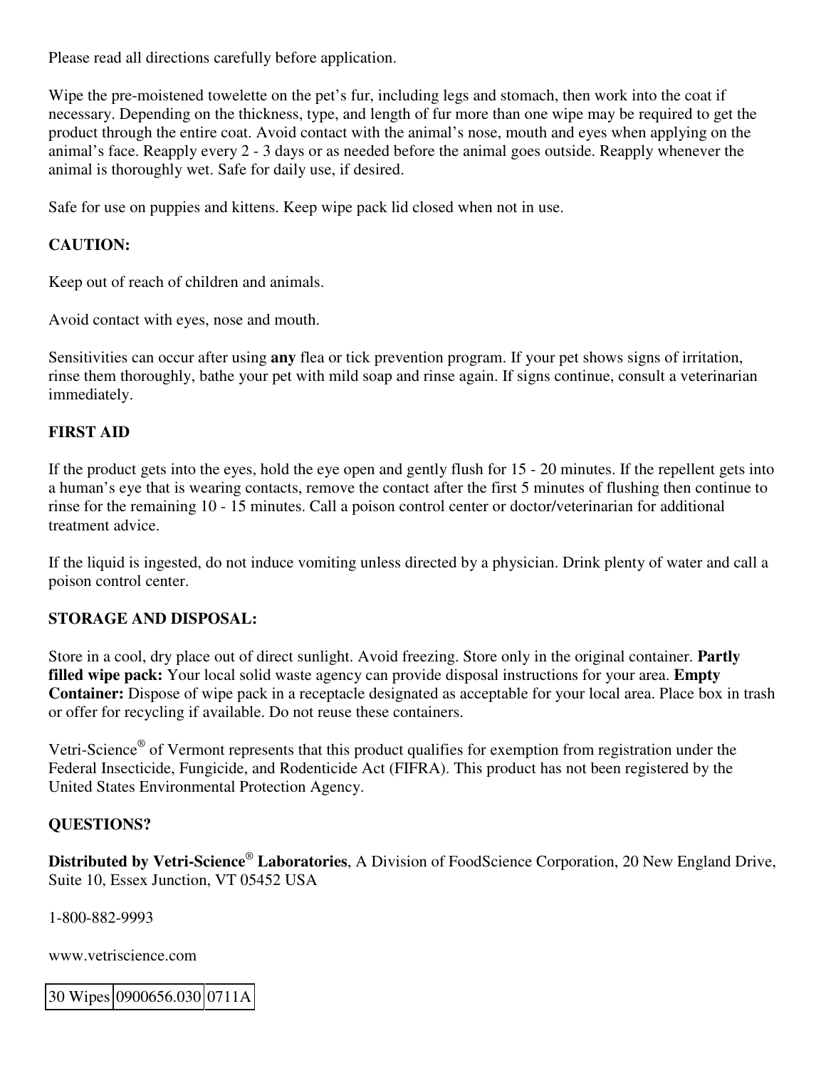Please read all directions carefully before application.

Wipe the pre-moistened towelette on the pet's fur, including legs and stomach, then work into the coat if necessary. Depending on the thickness, type, and length of fur more than one wipe may be required to get the product through the entire coat. Avoid contact with the animal's nose, mouth and eyes when applying on the animal's face. Reapply every 2 - 3 days or as needed before the animal goes outside. Reapply whenever the animal is thoroughly wet. Safe for daily use, if desired.

Safe for use on puppies and kittens. Keep wipe pack lid closed when not in use.

**CAUTION:**

Keep out of reach of children and animals.

Avoid contact with eyes, nose and mouth.

Sensitivities can occur after using **any** flea or tick prevention program. If your pet shows signs of irritation, rinse them thoroughly, bathe your pet with mild soap and rinse again. If signs continue, consult a veterinarian immediately.

**FIRST AID**

If the product gets into the eyes, hold the eye open and gently flush for 15 - 20 minutes. If the repellent gets into a human's eye that is wearing contacts, remove the contact after the first 5 minutes of flushing then continue to rinse for the remaining 10 - 15 minutes. Call a poison control center or doctor/veterinarian for additional treatment advice.

If the liquid is ingested, do not induce vomiting unless directed by a physician. Drink plenty of water and call a poison control center.

**STORAGE AND DISPOSAL:**

Store in a cool, dry place out of direct sunlight. Avoid freezing. Store only in the original container. **Partly filled wipe pack:** Your local solid waste agency can provide disposal instructions for your area. **Empty Container:** Dispose of wipe pack in a receptacle designated as acceptable for your local area. Place box in trash or offer for recycling if available. Do not reuse these containers.

Vetri-Science® of Vermont represents that this product qualifies for exemption from registration under the Federal Insecticide, Fungicide, and Rodenticide Act (FIFRA). This product has not been registered by the United States Environmental Protection Agency.

**QUESTIONS?**

**Distributed by Vetri-Science® Laboratories**, A Division of FoodScience Corporation, 20 New England Drive, Suite 10, Essex Junction, VT 05452 USA

1-800-882-9993

www.vetriscience.com

| 30 Wipes | 0900656.030 | 0711A |
|---|---|---|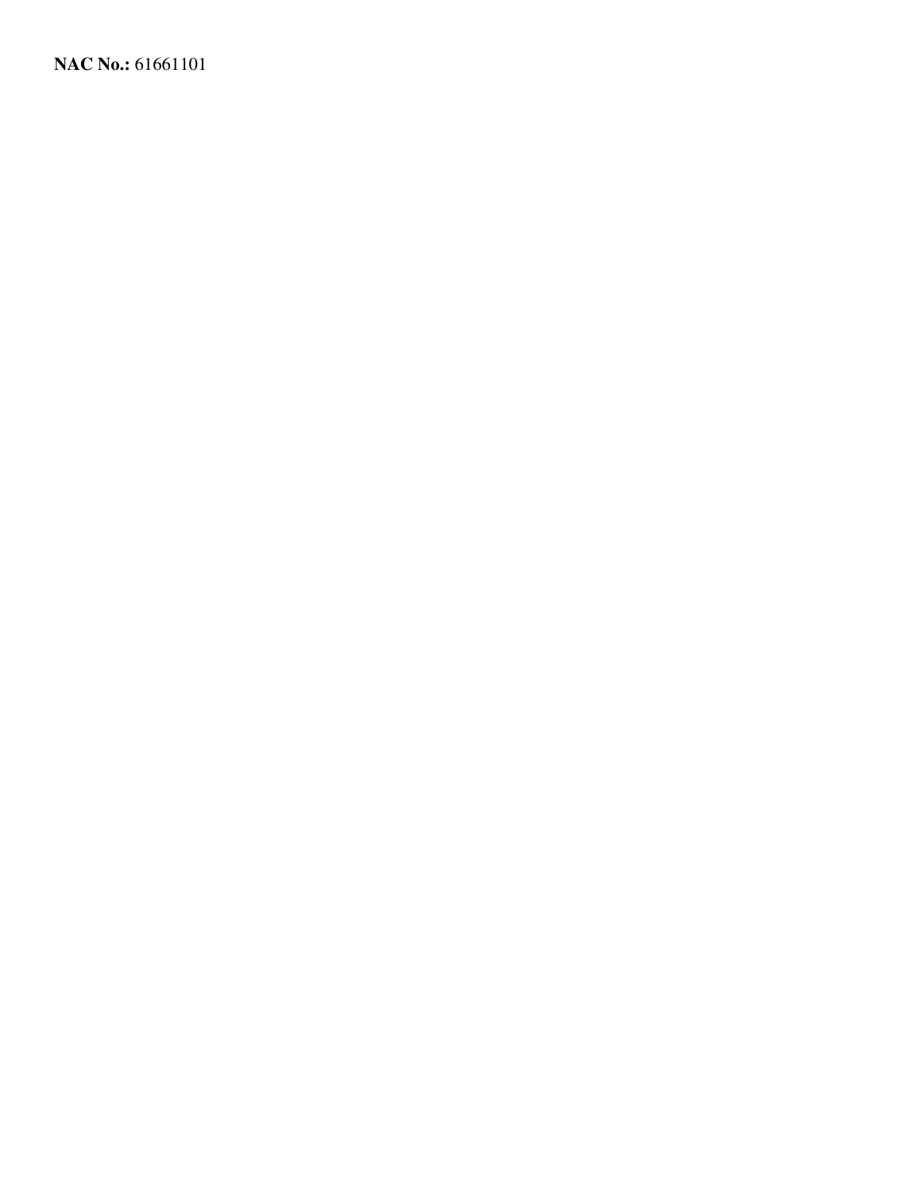**NAC No.:** 61661101